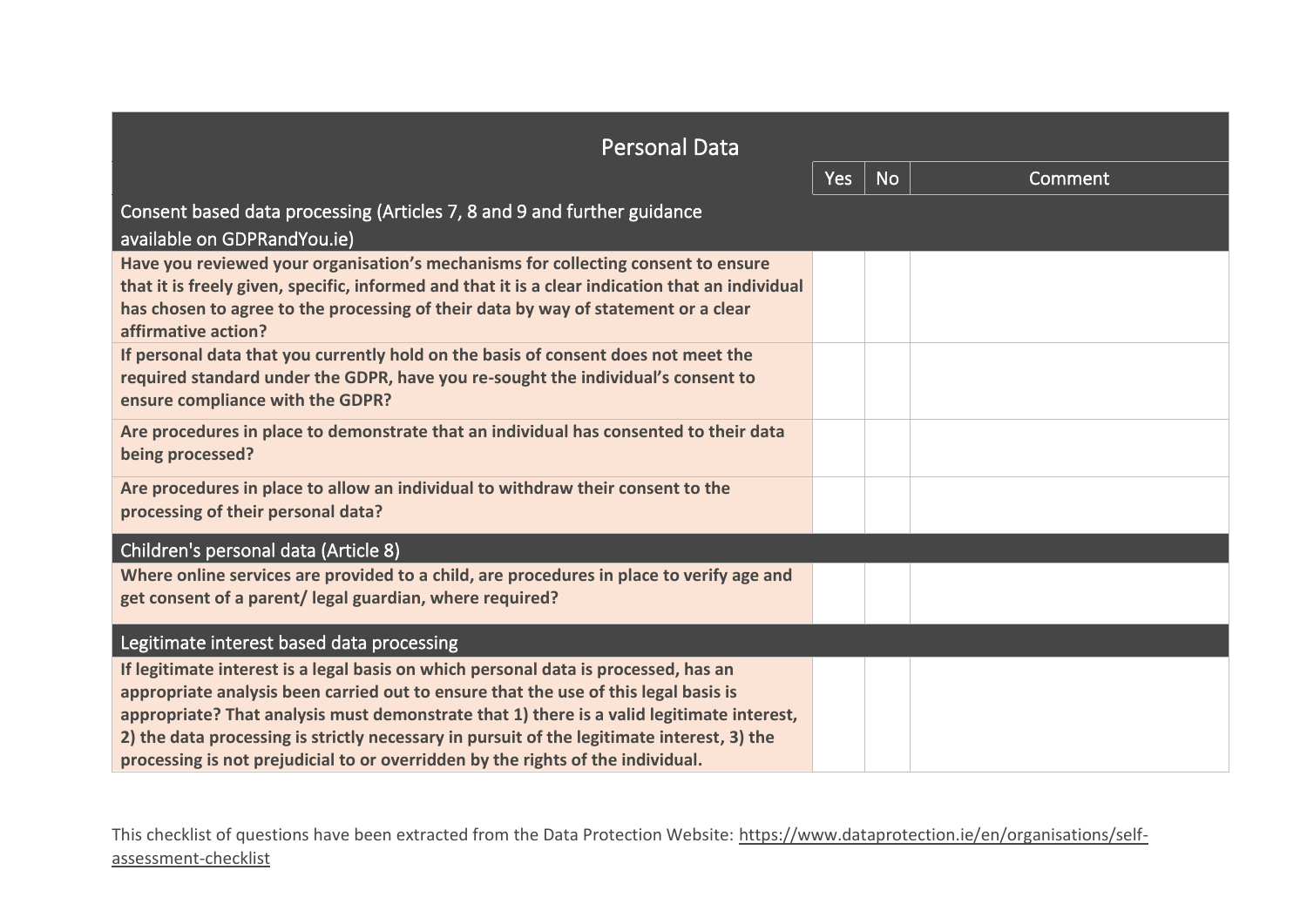| Personal Data | Yes | No | Comment |
|---|---|---|---|
| **Consent based data processing (Articles 7, 8 and 9 and further guidance available on GDPRandYou.ie)** | | | |
| **Have you reviewed your organisation's mechanisms for collecting consent to ensure that it is freely given, specific, informed and that it is a clear indication that an individual has chosen to agree to the processing of their data by way of statement or a clear affirmative action?** | | | |
| **If personal data that you currently hold on the basis of consent does not meet the required standard under the GDPR, have you re-sought the individual's consent to ensure compliance with the GDPR?** | | | |
| **Are procedures in place to demonstrate that an individual has consented to their data being processed?** | | | |
| **Are procedures in place to allow an individual to withdraw their consent to the processing of their personal data?** | | | |
| **Children's personal data (Article 8)** | | | |
| **Where online services are provided to a child, are procedures in place to verify age and get consent of a parent/ legal guardian, where required?** | | | |
| **Legitimate interest based data processing** | | | |
| **If legitimate interest is a legal basis on which personal data is processed, has an appropriate analysis been carried out to ensure that the use of this legal basis is appropriate? That analysis must demonstrate that 1) there is a valid legitimate interest, 2) the data processing is strictly necessary in pursuit of the legitimate interest, 3) the processing is not prejudicial to or overridden by the rights of the individual.** | | | |

This checklist of questions have been extracted from the Data Protection Website: https://www.dataprotection.ie/en/organisations/self-assessment-checklist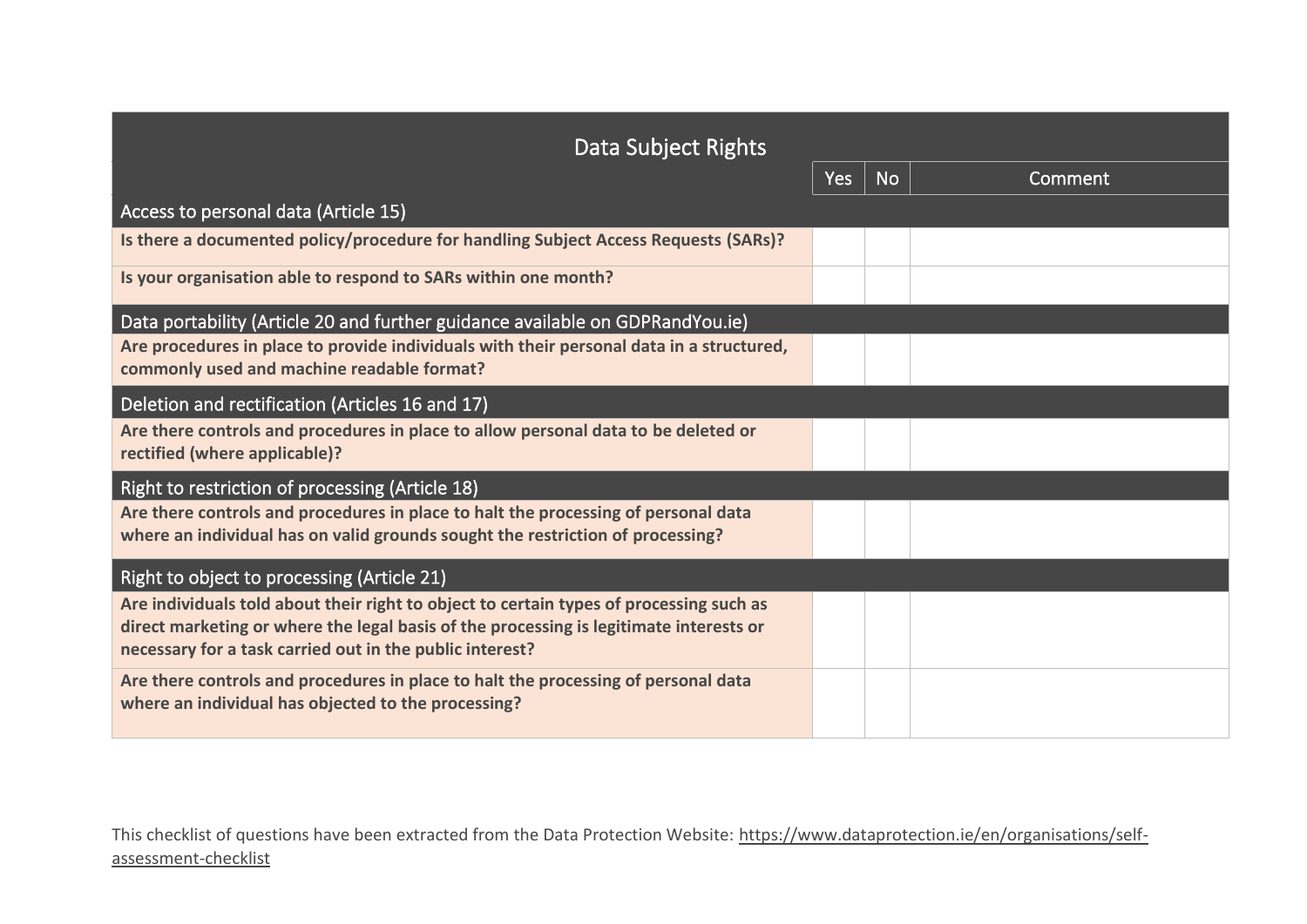| Data Subject Rights | Yes | No | Comment |
|---|---|---|---|
| **Access to personal data (Article 15)** | | | |
| **Is there a documented policy/procedure for handling Subject Access Requests (SARs)?** | | | |
| **Is your organisation able to respond to SARs within one month?** | | | |
| **Data portability (Article 20 and further guidance available on GDPRandYou.ie)** | | | |
| **Are procedures in place to provide individuals with their personal data in a structured, commonly used and machine readable format?** | | | |
| **Deletion and rectification (Articles 16 and 17)** | | | |
| **Are there controls and procedures in place to allow personal data to be deleted or rectified (where applicable)?** | | | |
| **Right to restriction of processing (Article 18)** | | | |
| **Are there controls and procedures in place to halt the processing of personal data where an individual has on valid grounds sought the restriction of processing?** | | | |
| **Right to object to processing (Article 21)** | | | |
| **Are individuals told about their right to object to certain types of processing such as direct marketing or where the legal basis of the processing is legitimate interests or necessary for a task carried out in the public interest?** | | | |
| **Are there controls and procedures in place to halt the processing of personal data where an individual has objected to the processing?** | | | |

This checklist of questions have been extracted from the Data Protection Website: https://www.dataprotection.ie/en/organisations/self-assessment-checklist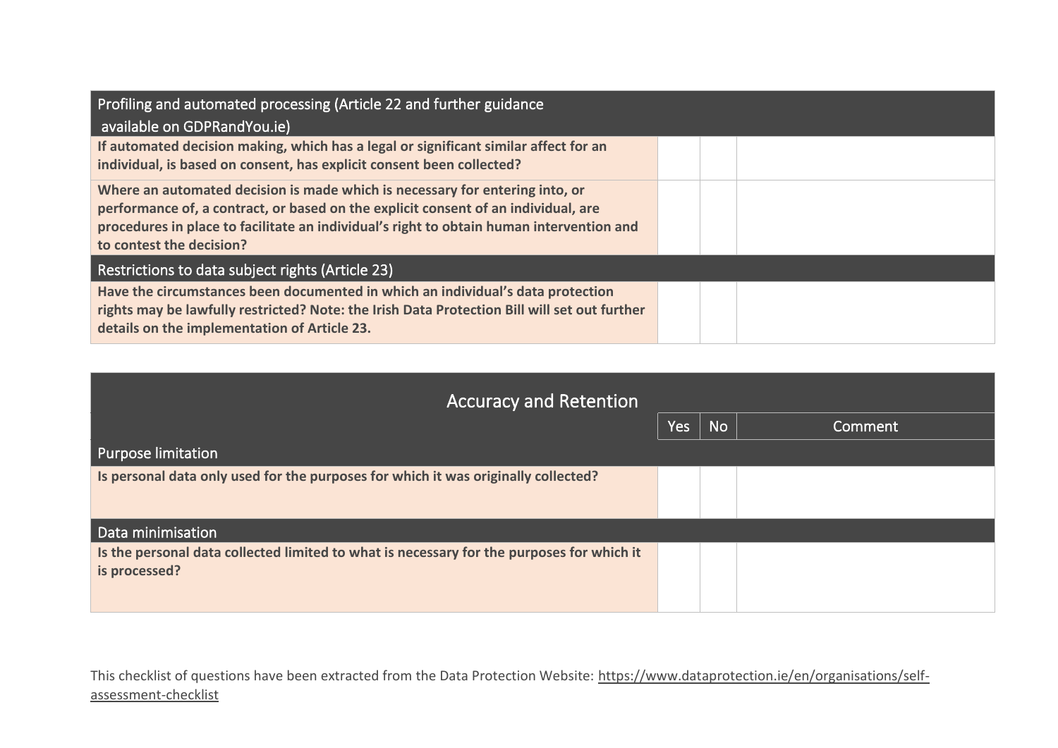| Profiling and automated processing (Article 22 and further guidance available on GDPRandYou.ie) | | | |
|---|---|---|---|
| **If automated decision making, which has a legal or significant similar affect for an individual, is based on consent, has explicit consent been collected?** | | | |
| **Where an automated decision is made which is necessary for entering into, or performance of, a contract, or based on the explicit consent of an individual, are procedures in place to facilitate an individual's right to obtain human intervention and to contest the decision?** | | | |
| Restrictions to data subject rights (Article 23) | | | |
| **Have the circumstances been documented in which an individual's data protection rights may be lawfully restricted? Note: the Irish Data Protection Bill will set out further details on the implementation of Article 23.** | | | |

| Accuracy and Retention | Yes | No | Comment |
|---|---|---|---|
| Purpose limitation | | | |
| **Is personal data only used for the purposes for which it was originally collected?** | | | |
| Data minimisation | | | |
| **Is the personal data collected limited to what is necessary for the purposes for which it is processed?** | | | |

This checklist of questions have been extracted from the Data Protection Website: https://www.dataprotection.ie/en/organisations/self-assessment-checklist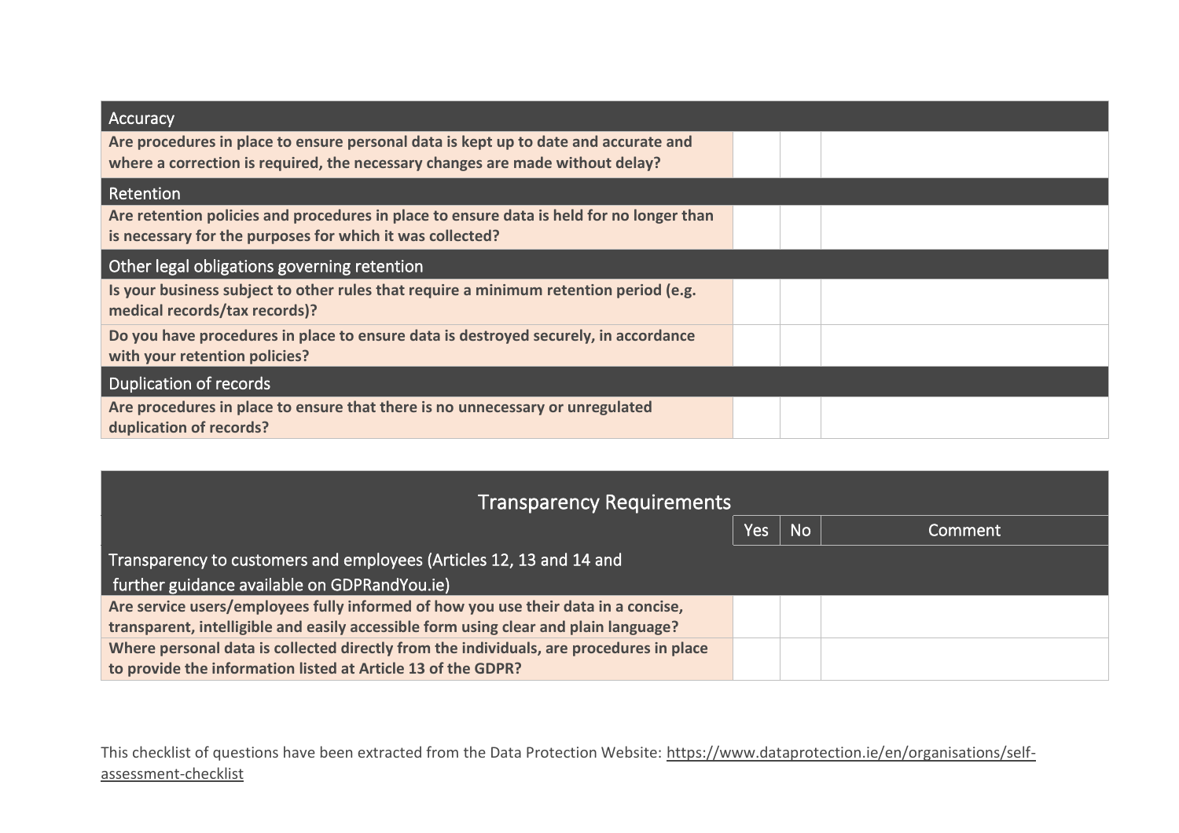| Accuracy | | | |
|---|---|---|---|
| **Are procedures in place to ensure personal data is kept up to date and accurate and where a correction is required, the necessary changes are made without delay?** | | | |
| Retention | | | |
| **Are retention policies and procedures in place to ensure data is held for no longer than is necessary for the purposes for which it was collected?** | | | |
| Other legal obligations governing retention | | | |
| **Is your business subject to other rules that require a minimum retention period (e.g. medical records/tax records)?** | | | |
| **Do you have procedures in place to ensure data is destroyed securely, in accordance with your retention policies?** | | | |
| Duplication of records | | | |
| **Are procedures in place to ensure that there is no unnecessary or unregulated duplication of records?** | | | |

| Transparency Requirements | | | |
|---|---|---|---|
| | Yes | No | Comment |
| Transparency to customers and employees (Articles 12, 13 and 14 and further guidance available on GDPRandYou.ie) | | | |
| **Are service users/employees fully informed of how you use their data in a concise, transparent, intelligible and easily accessible form using clear and plain language?** | | | |
| **Where personal data is collected directly from the individuals, are procedures in place to provide the information listed at Article 13 of the GDPR?** | | | |

This checklist of questions have been extracted from the Data Protection Website: https://www.dataprotection.ie/en/organisations/self-assessment-checklist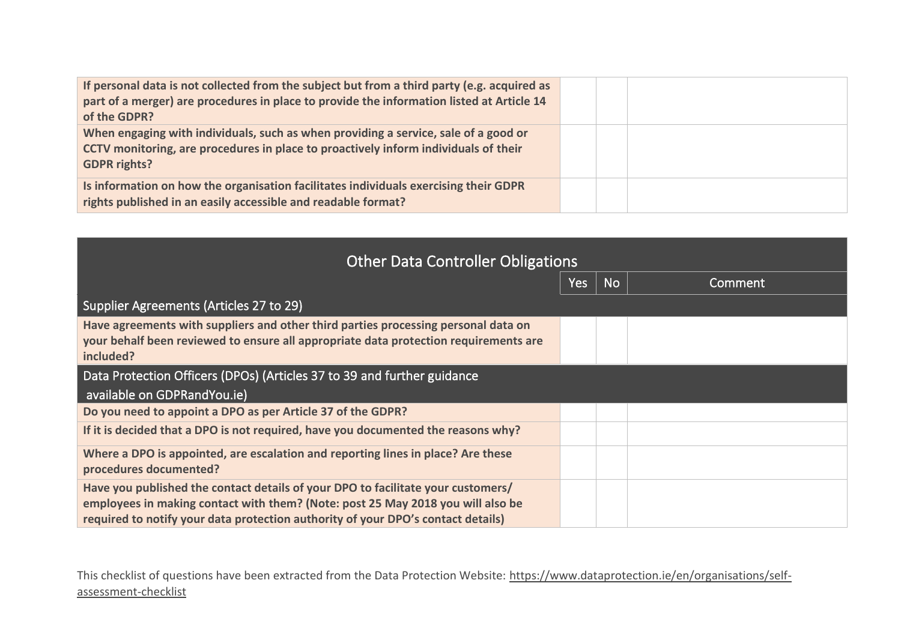| | Yes | No | Comment |
|---|---|---|---|
| **If personal data is not collected from the subject but from a third party (e.g. acquired as part of a merger) are procedures in place to provide the information listed at Article 14 of the GDPR?** | | | |
| **When engaging with individuals, such as when providing a service, sale of a good or CCTV monitoring, are procedures in place to proactively inform individuals of their GDPR rights?** | | | |
| **Is information on how the organisation facilitates individuals exercising their GDPR rights published in an easily accessible and readable format?** | | | |

| Other Data Controller Obligations | | | |
|---|---|---|---|
| | Yes | No | Comment |
| Supplier Agreements (Articles 27 to 29) | | | |
| **Have agreements with suppliers and other third parties processing personal data on your behalf been reviewed to ensure all appropriate data protection requirements are included?** | | | |
| Data Protection Officers (DPOs) (Articles 37 to 39 and further guidance available on GDPRandYou.ie) | | | |
| **Do you need to appoint a DPO as per Article 37 of the GDPR?** | | | |
| **If it is decided that a DPO is not required, have you documented the reasons why?** | | | |
| **Where a DPO is appointed, are escalation and reporting lines in place? Are these procedures documented?** | | | |
| **Have you published the contact details of your DPO to facilitate your customers/ employees in making contact with them? (Note: post 25 May 2018 you will also be required to notify your data protection authority of your DPO's contact details)** | | | |

This checklist of questions have been extracted from the Data Protection Website: https://www.dataprotection.ie/en/organisations/self-assessment-checklist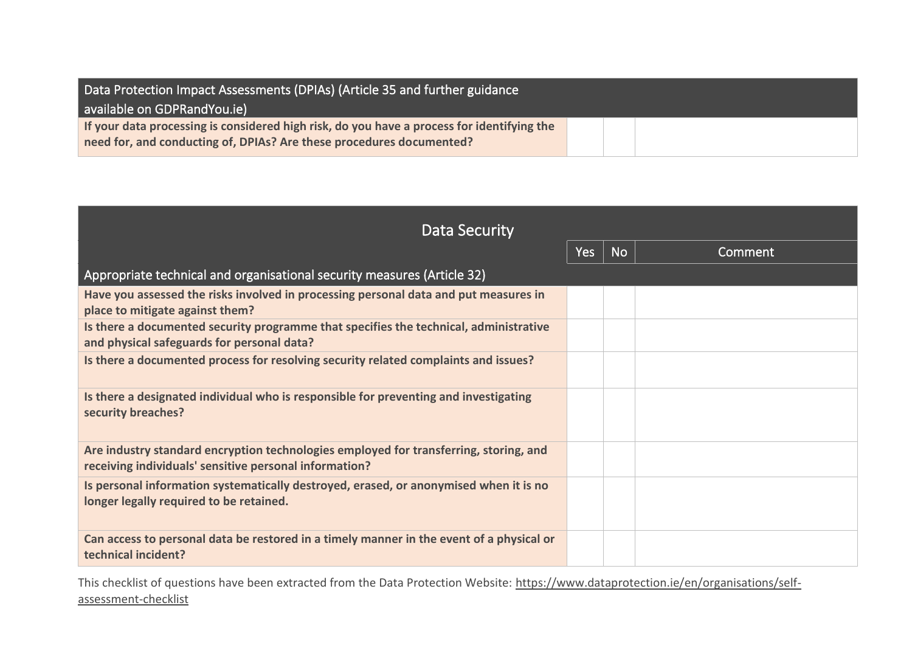| Data Protection Impact Assessments (DPIAs) (Article 35 and further guidance available on GDPRandYou.ie) | | | |
|---|---|---|---|
| **If your data processing is considered high risk, do you have a process for identifying the need for, and conducting of, DPIAs? Are these procedures documented?** | | | |

## Data Security

| | Yes | No | Comment |
|---|---|---|---|
| Appropriate technical and organisational security measures (Article 32) | | | |
| **Have you assessed the risks involved in processing personal data and put measures in place to mitigate against them?** | | | |
| **Is there a documented security programme that specifies the technical, administrative and physical safeguards for personal data?** | | | |
| **Is there a documented process for resolving security related complaints and issues?** | | | |
| **Is there a designated individual who is responsible for preventing and investigating security breaches?** | | | |
| **Are industry standard encryption technologies employed for transferring, storing, and receiving individuals' sensitive personal information?** | | | |
| **Is personal information systematically destroyed, erased, or anonymised when it is no longer legally required to be retained.** | | | |
| **Can access to personal data be restored in a timely manner in the event of a physical or technical incident?** | | | |

This checklist of questions have been extracted from the Data Protection Website: https://www.dataprotection.ie/en/organisations/self-assessment-checklist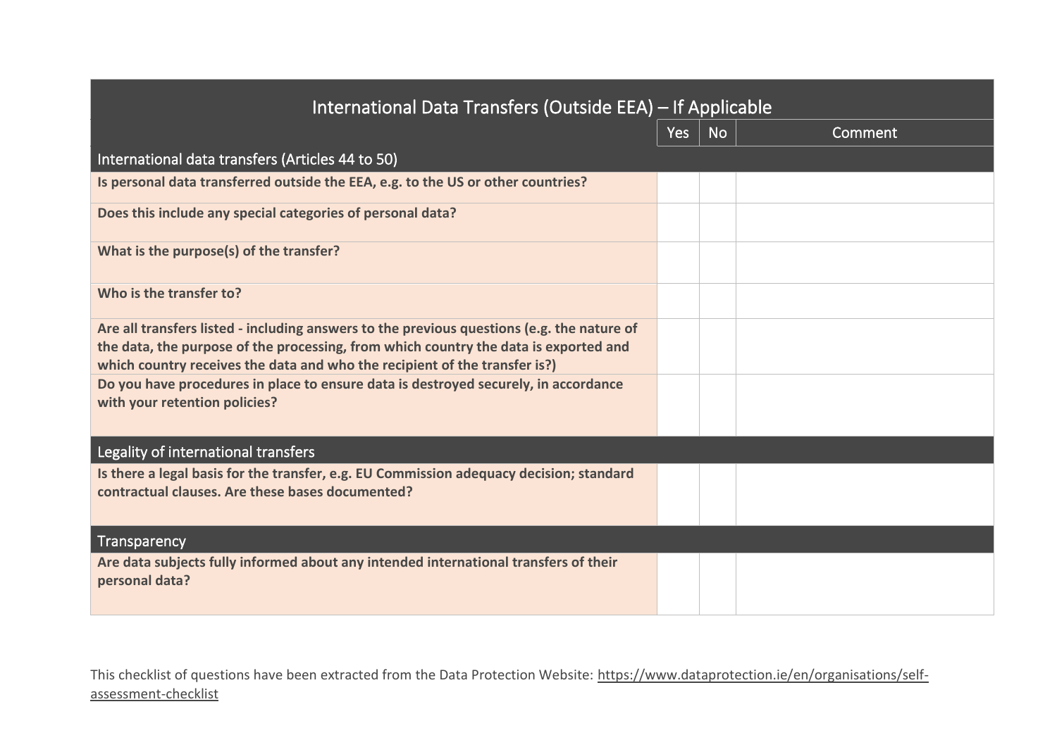| International Data Transfers (Outside EEA) – If Applicable | Yes | No | Comment |
|---|---|---|---|
| **International data transfers (Articles 44 to 50)** | | | |
| **Is personal data transferred outside the EEA, e.g. to the US or other countries?** | | | |
| **Does this include any special categories of personal data?** | | | |
| **What is the purpose(s) of the transfer?** | | | |
| **Who is the transfer to?** | | | |
| **Are all transfers listed - including answers to the previous questions (e.g. the nature of the data, the purpose of the processing, from which country the data is exported and which country receives the data and who the recipient of the transfer is?)** | | | |
| **Do you have procedures in place to ensure data is destroyed securely, in accordance with your retention policies?** | | | |
| **Legality of international transfers** | | | |
| **Is there a legal basis for the transfer, e.g. EU Commission adequacy decision; standard contractual clauses. Are these bases documented?** | | | |
| **Transparency** | | | |
| **Are data subjects fully informed about any intended international transfers of their personal data?** | | | |

This checklist of questions have been extracted from the Data Protection Website: https://www.dataprotection.ie/en/organisations/self-assessment-checklist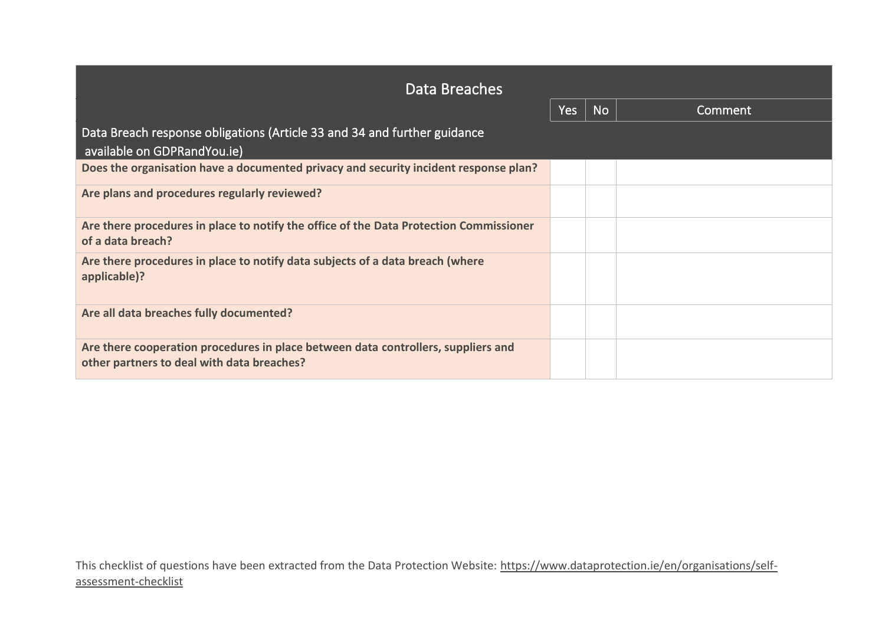| Data Breaches | Yes | No | Comment |
|---|---|---|---|
| Data Breach response obligations (Article 33 and 34 and further guidance available on GDPRandYou.ie) | | | |
| **Does the organisation have a documented privacy and security incident response plan?** | | | |
| **Are plans and procedures regularly reviewed?** | | | |
| **Are there procedures in place to notify the office of the Data Protection Commissioner of a data breach?** | | | |
| **Are there procedures in place to notify data subjects of a data breach (where applicable)?** | | | |
| **Are all data breaches fully documented?** | | | |
| **Are there cooperation procedures in place between data controllers, suppliers and other partners to deal with data breaches?** | | | |

This checklist of questions have been extracted from the Data Protection Website: https://www.dataprotection.ie/en/organisations/self-assessment-checklist